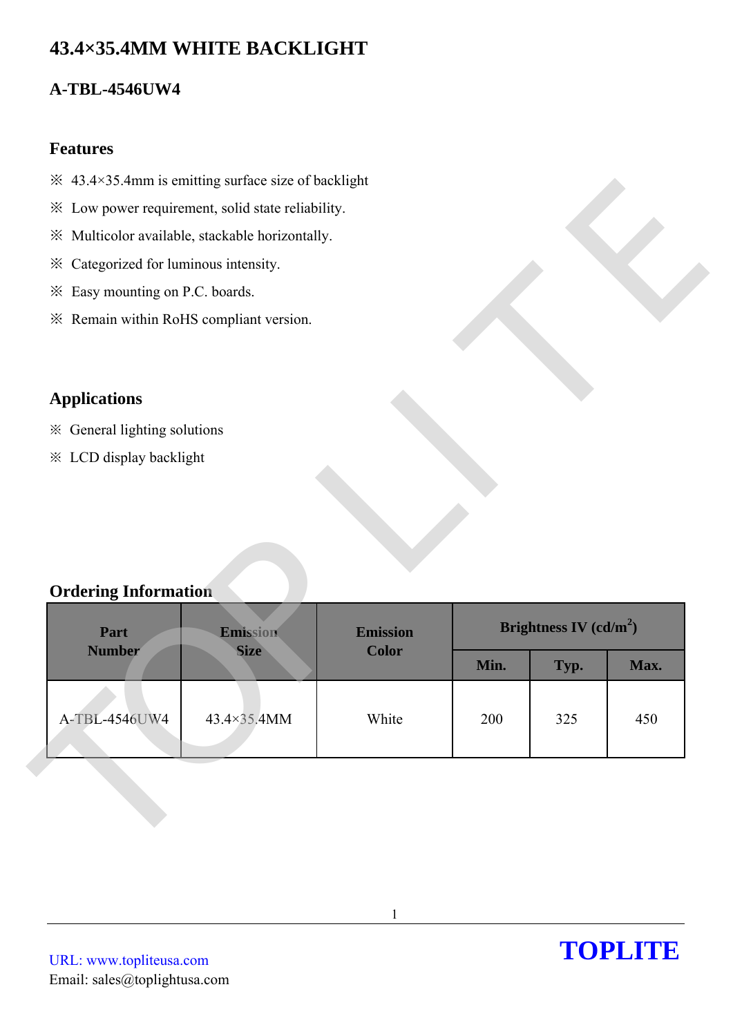# 43.4×35.4MM WHITE BACKLIGHT

## A-TBL-4546UW4

### Features

※ 43.4×35.4mm is emitting surface size of backlight

※ Low power requirement, solid state reliability.

※ Multicolor available, stackable horizontally.

※ Categorized for luminous intensity.

※ Easy mounting on P.C. boards.

※ Remain within RoHS compliant version.

### Applications

※ General lighting solutions

※ LCD display backlight

### Ordering Information

| Part Number | Emission Size | Emission Color | Brightness IV (cd/m$^2$) | | |
|---|---|---|---|---|---|
| | | | Min. | Typ. | Max. |
| A-TBL-4546UW4 | 43.4×35.4MM | White | 200 | 325 | 450 |

URL: www.topliteusa.com
Email: sales@toplightusa.com

**TOPLITE**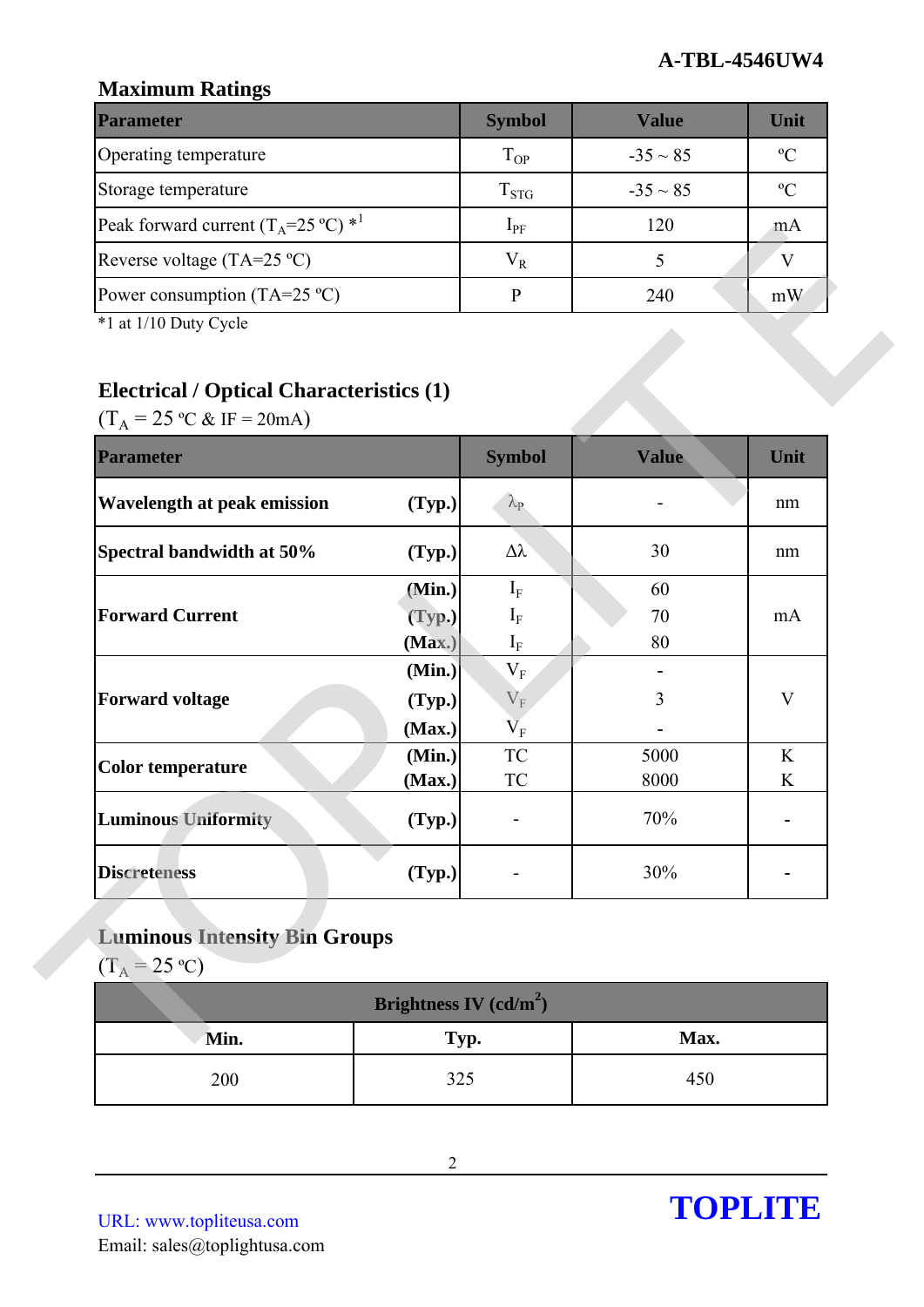## Maximum Ratings

| Parameter | Symbol | Value | Unit |
|---|---|---|---|
| Operating temperature | $T_{OP}$ | -35 ~ 85 | ºC |
| Storage temperature | $T_{STG}$ | -35 ~ 85 | ºC |
| Peak forward current ($T_A$=25 ºC) *1 | $I_{PF}$ | 120 | mA |
| Reverse voltage (TA=25 ºC) | $V_R$ | 5 | V |
| Power consumption (TA=25 ºC) | P | 240 | mW |

*1 at 1/10 Duty Cycle

## Electrical / Optical Characteristics (1)

($T_A$ = 25 ºC & IF = 20mA)

| Parameter | | Symbol | Value | Unit |
|---|---|---|---|---|
| **Wavelength at peak emission** | **(Typ.)** | $\lambda_P$ | - | nm |
| **Spectral bandwidth at 50%** | **(Typ.)** | $\Delta\lambda$ | 30 | nm |
| **Forward Current** | **(Min.)** | $I_F$ | 60 | mA |
| | **(Typ.)** | $I_F$ | 70 | |
| | **(Max.)** | $I_F$ | 80 | |
| **Forward voltage** | **(Min.)** | $V_F$ | - | V |
| | **(Typ.)** | $V_F$ | 3 | |
| | **(Max.)** | $V_F$ | - | |
| **Color temperature** | **(Min.)** | TC | 5000 | K |
| | **(Max.)** | TC | 8000 | K |
| **Luminous Uniformity** | **(Typ.)** | - | 70% | - |
| **Discreteness** | **(Typ.)** | - | 30% | - |

## Luminous Intensity Bin Groups

($T_A$ = 25 ºC)

| Brightness IV (cd/m$^2$) | | |
|---|---|---|
| **Min.** | **Typ.** | **Max.** |
| 200 | 325 | 450 |

URL: www.topliteusa.com
Email: sales@toplightusa.com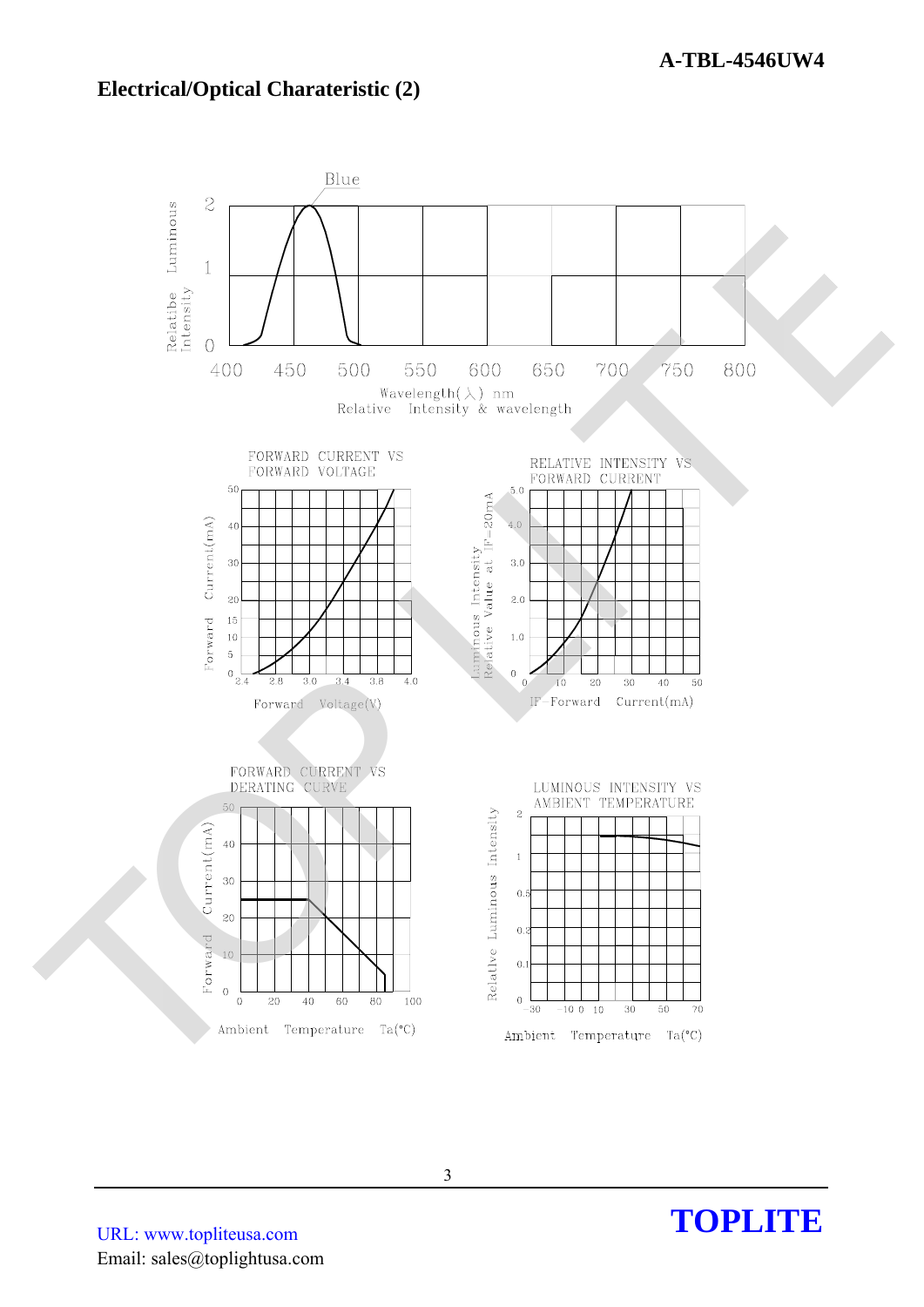## Electrical/Optical Charateristic (2)

Relatibe Intensity Luminous

Blue

Wavelength(λ) nm

Relative Intensity & wavelength

FORWARD CURRENT VS FORWARD VOLTAGE

Forward Current(mA)

Forward Voltage(V)

RELATIVE INTENSITY VS FORWARD CURRENT

Luminous Intensity Relative Value at IF=20mA

IF-Forward Current(mA)

FORWARD CURRENT VS DERATING CURVE

Forward Current(mA)

Ambient Temperature Ta(°C)

LUMINOUS INTENSITY VS AMBIENT TEMPERATURE

Relative Luminous Intensity

Ambient Temperature Ta(°C)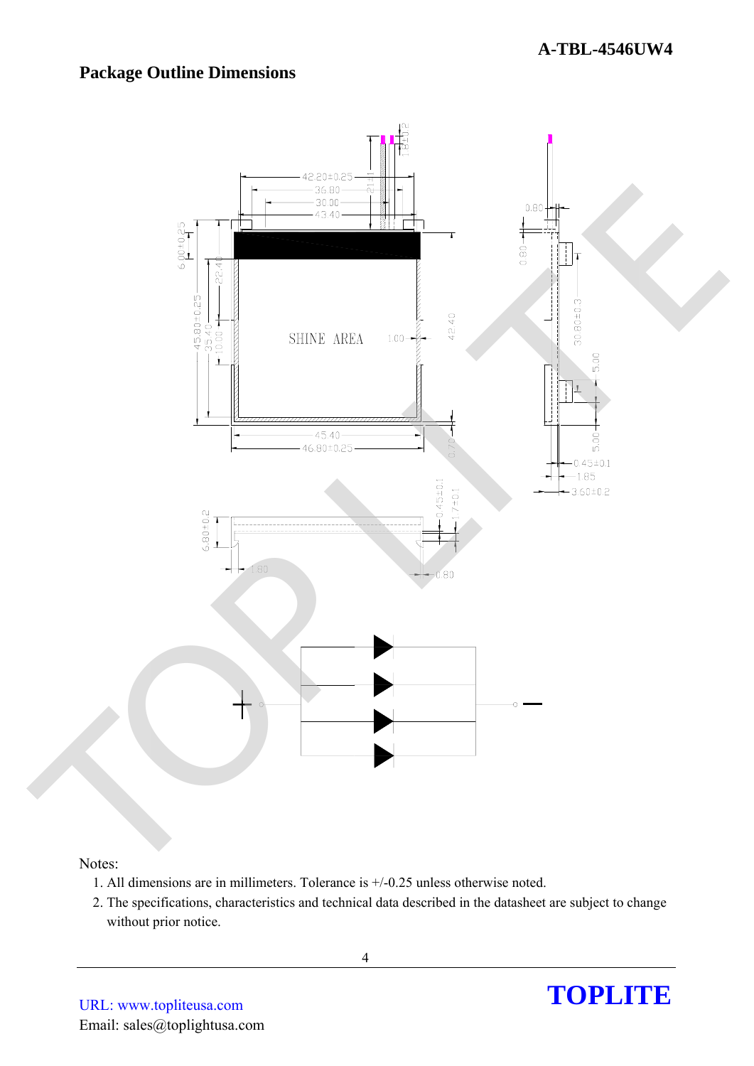## Package Outline Dimensions

Notes:

1. All dimensions are in millimeters. Tolerance is +/-0.25 unless otherwise noted.
2. The specifications, characteristics and technical data described in the datasheet are subject to change without prior notice.

URL: www.topliteusa.com
Email: sales@toplightusa.com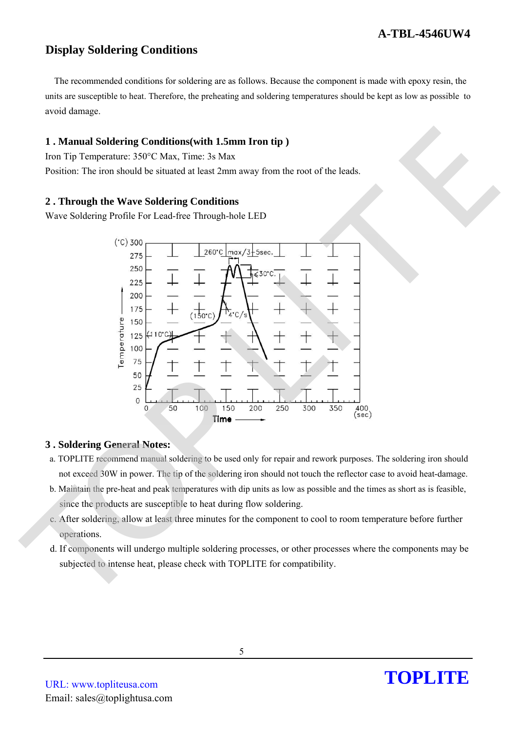## Display Soldering Conditions

The recommended conditions for soldering are as follows. Because the component is made with epoxy resin, the units are susceptible to heat. Therefore, the preheating and soldering temperatures should be kept as low as possible to avoid damage.

### 1 . Manual Soldering Conditions(with 1.5mm Iron tip )

Iron Tip Temperature: 350°C Max, Time: 3s Max

Position: The iron should be situated at least 2mm away from the root of the leads.

### 2 . Through the Wave Soldering Conditions

Wave Soldering Profile For Lead-free Through-hole LED

(°C) 300
275
250
225
200
175
150
125
100
75
50
25
0
Temperature
260°C max/3~5sec.
<30°C.
(150°C)
4°C/s
<110°C)
0 50 100 150 200 250 300 350 400 (sec)
Time

### 3 . Soldering General Notes:

a. TOPLITE recommend manual soldering to be used only for repair and rework purposes. The soldering iron should not exceed 30W in power. The tip of the soldering iron should not touch the reflector case to avoid heat-damage.

b. Maintain the pre-heat and peak temperatures with dip units as low as possible and the times as short as is feasible, since the products are susceptible to heat during flow soldering.

c. After soldering, allow at least three minutes for the component to cool to room temperature before further operations.

d. If components will undergo multiple soldering processes, or other processes where the components may be subjected to intense heat, please check with TOPLITE for compatibility.